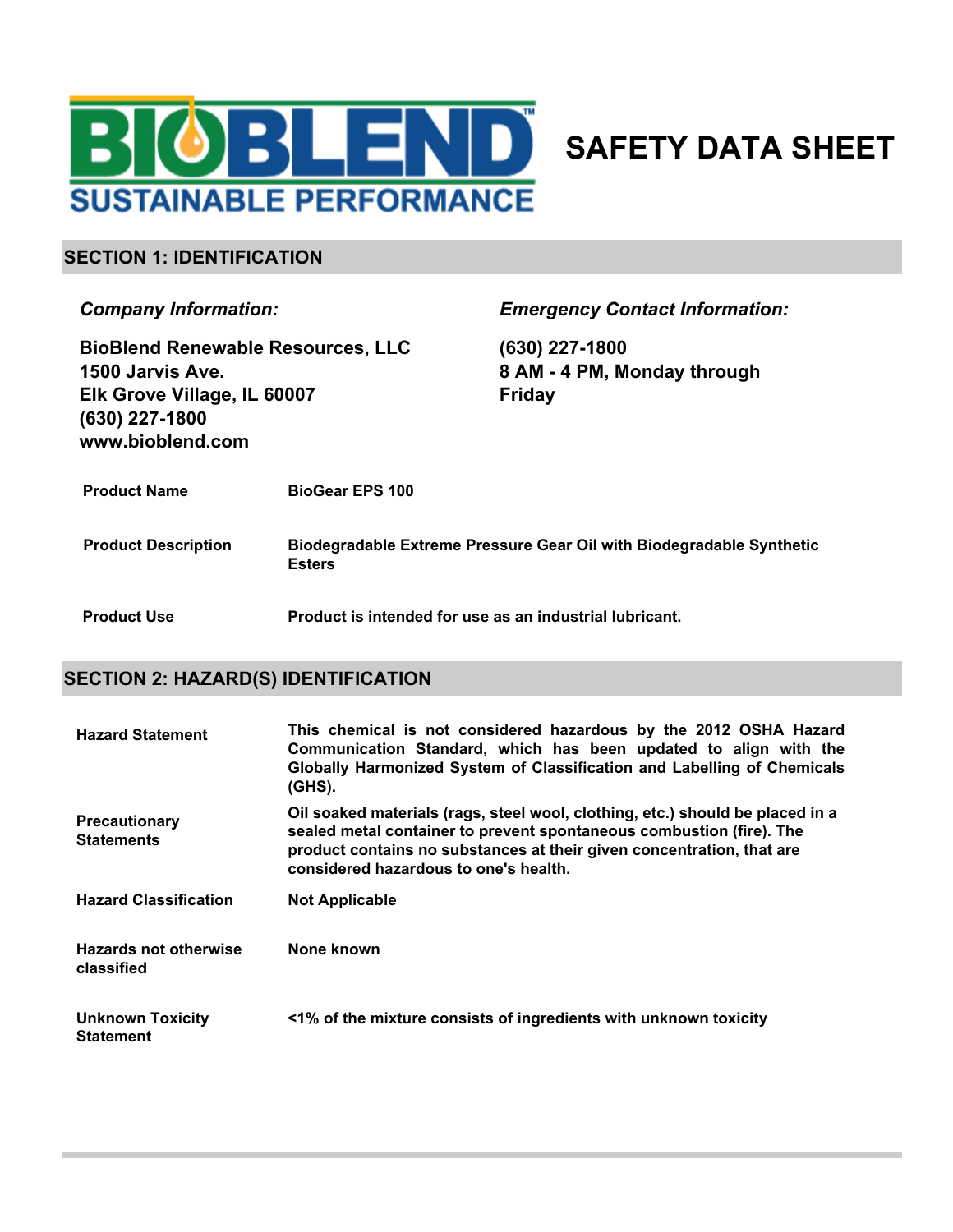BIOBLEND™
SUSTAINABLE PERFORMANCE

# SAFETY DATA SHEET

## SECTION 1: IDENTIFICATION

***Company Information:***

**BioBlend Renewable Resources, LLC**
**1500 Jarvis Ave.**
**Elk Grove Village, IL 60007**
**(630) 227-1800**
**www.bioblend.com**

***Emergency Contact Information:***

**(630) 227-1800**
**8 AM - 4 PM, Monday through Friday**

| | |
|---|---|
| **Product Name** | **BioGear EPS 100** |
| **Product Description** | **Biodegradable Extreme Pressure Gear Oil with Biodegradable Synthetic Esters** |
| **Product Use** | **Product is intended for use as an industrial lubricant.** |

## SECTION 2: HAZARD(S) IDENTIFICATION

| | |
|---|---|
| **Hazard Statement** | **This chemical is not considered hazardous by the 2012 OSHA Hazard Communication Standard, which has been updated to align with the Globally Harmonized System of Classification and Labelling of Chemicals (GHS).** |
| **Precautionary Statements** | **Oil soaked materials (rags, steel wool, clothing, etc.) should be placed in a sealed metal container to prevent spontaneous combustion (fire). The product contains no substances at their given concentration, that are considered hazardous to one's health.** |
| **Hazard Classification** | **Not Applicable** |
| **Hazards not otherwise classified** | **None known** |
| **Unknown Toxicity Statement** | **<1% of the mixture consists of ingredients with unknown toxicity** |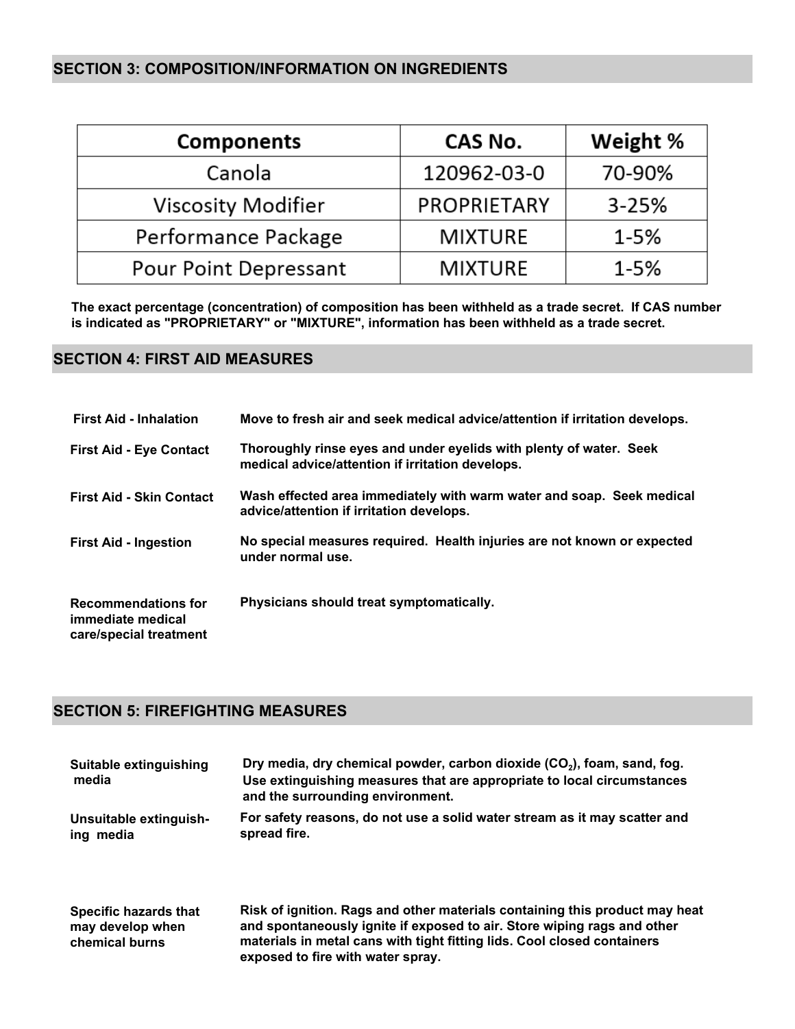## SECTION 3: COMPOSITION/INFORMATION ON INGREDIENTS

| Components | CAS No. | Weight % |
|---|---|---|
| Canola | 120962-03-0 | 70-90% |
| Viscosity Modifier | PROPRIETARY | 3-25% |
| Performance Package | MIXTURE | 1-5% |
| Pour Point Depressant | MIXTURE | 1-5% |

**The exact percentage (concentration) of composition has been withheld as a trade secret. If CAS number is indicated as "PROPRIETARY" or "MIXTURE", information has been withheld as a trade secret.**

## SECTION 4: FIRST AID MEASURES

**First Aid - Inhalation** — **Move to fresh air and seek medical advice/attention if irritation develops.**

**First Aid - Eye Contact** — **Thoroughly rinse eyes and under eyelids with plenty of water. Seek medical advice/attention if irritation develops.**

**First Aid - Skin Contact** — **Wash effected area immediately with warm water and soap. Seek medical advice/attention if irritation develops.**

**First Aid - Ingestion** — **No special measures required. Health injuries are not known or expected under normal use.**

**Recommendations for immediate medical care/special treatment** — **Physicians should treat symptomatically.**

## SECTION 5: FIREFIGHTING MEASURES

**Suitable extinguishing media** — **Dry media, dry chemical powder, carbon dioxide ($CO_2$), foam, sand, fog. Use extinguishing measures that are appropriate to local circumstances and the surrounding environment.**

**Unsuitable extinguishing media** — **For safety reasons, do not use a solid water stream as it may scatter and spread fire.**

**Specific hazards that may develop when chemical burns** — **Risk of ignition. Rags and other materials containing this product may heat and spontaneously ignite if exposed to air. Store wiping rags and other materials in metal cans with tight fitting lids. Cool closed containers exposed to fire with water spray.**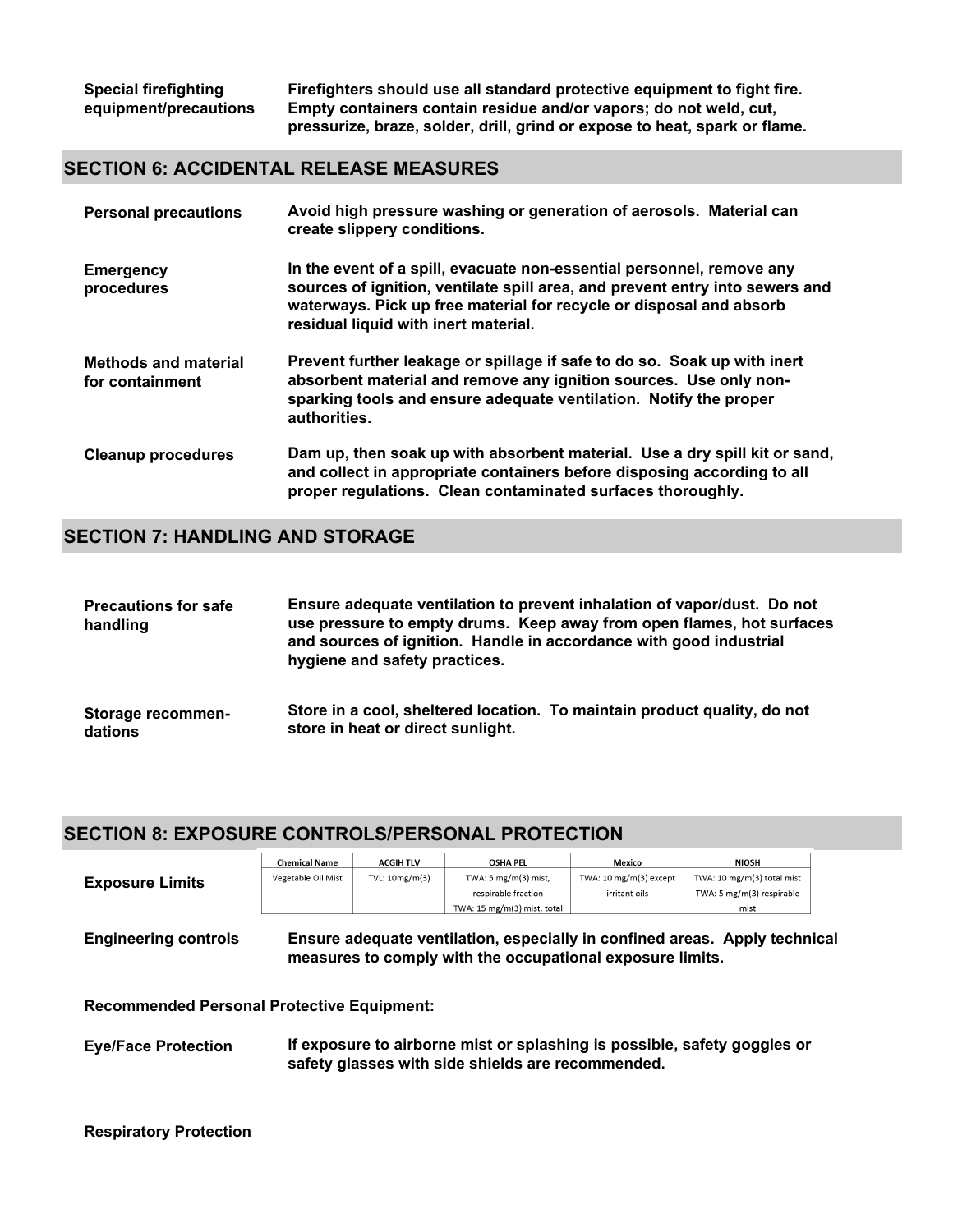**Special firefighting equipment/precautions** Firefighters should use all standard protective equipment to fight fire. Empty containers contain residue and/or vapors; do not weld, cut, pressurize, braze, solder, drill, grind or expose to heat, spark or flame.

## SECTION 6: ACCIDENTAL RELEASE MEASURES

**Personal precautions** Avoid high pressure washing or generation of aerosols. Material can create slippery conditions.

**Emergency procedures** In the event of a spill, evacuate non-essential personnel, remove any sources of ignition, ventilate spill area, and prevent entry into sewers and waterways. Pick up free material for recycle or disposal and absorb residual liquid with inert material.

**Methods and material for containment** Prevent further leakage or spillage if safe to do so. Soak up with inert absorbent material and remove any ignition sources. Use only non-sparking tools and ensure adequate ventilation. Notify the proper authorities.

**Cleanup procedures** Dam up, then soak up with absorbent material. Use a dry spill kit or sand, and collect in appropriate containers before disposing according to all proper regulations. Clean contaminated surfaces thoroughly.

## SECTION 7: HANDLING AND STORAGE

**Precautions for safe handling** Ensure adequate ventilation to prevent inhalation of vapor/dust. Do not use pressure to empty drums. Keep away from open flames, hot surfaces and sources of ignition. Handle in accordance with good industrial hygiene and safety practices.

**Storage recommendations** Store in a cool, sheltered location. To maintain product quality, do not store in heat or direct sunlight.

## SECTION 8: EXPOSURE CONTROLS/PERSONAL PROTECTION

**Exposure Limits**

| Chemical Name | ACGIH TLV | OSHA PEL | Mexico | NIOSH |
|---|---|---|---|---|
| Vegetable Oil Mist | TVL: 10mg/m(3) | TWA: 5 mg/m(3) mist, respirable fraction TWA: 15 mg/m(3) mist, total | TWA: 10 mg/m(3) except irritant oils | TWA: 10 mg/m(3) total mist TWA: 5 mg/m(3) respirable mist |

**Engineering controls** Ensure adequate ventilation, especially in confined areas. Apply technical measures to comply with the occupational exposure limits.

**Recommended Personal Protective Equipment:**

**Eye/Face Protection** If exposure to airborne mist or splashing is possible, safety goggles or safety glasses with side shields are recommended.

**Respiratory Protection**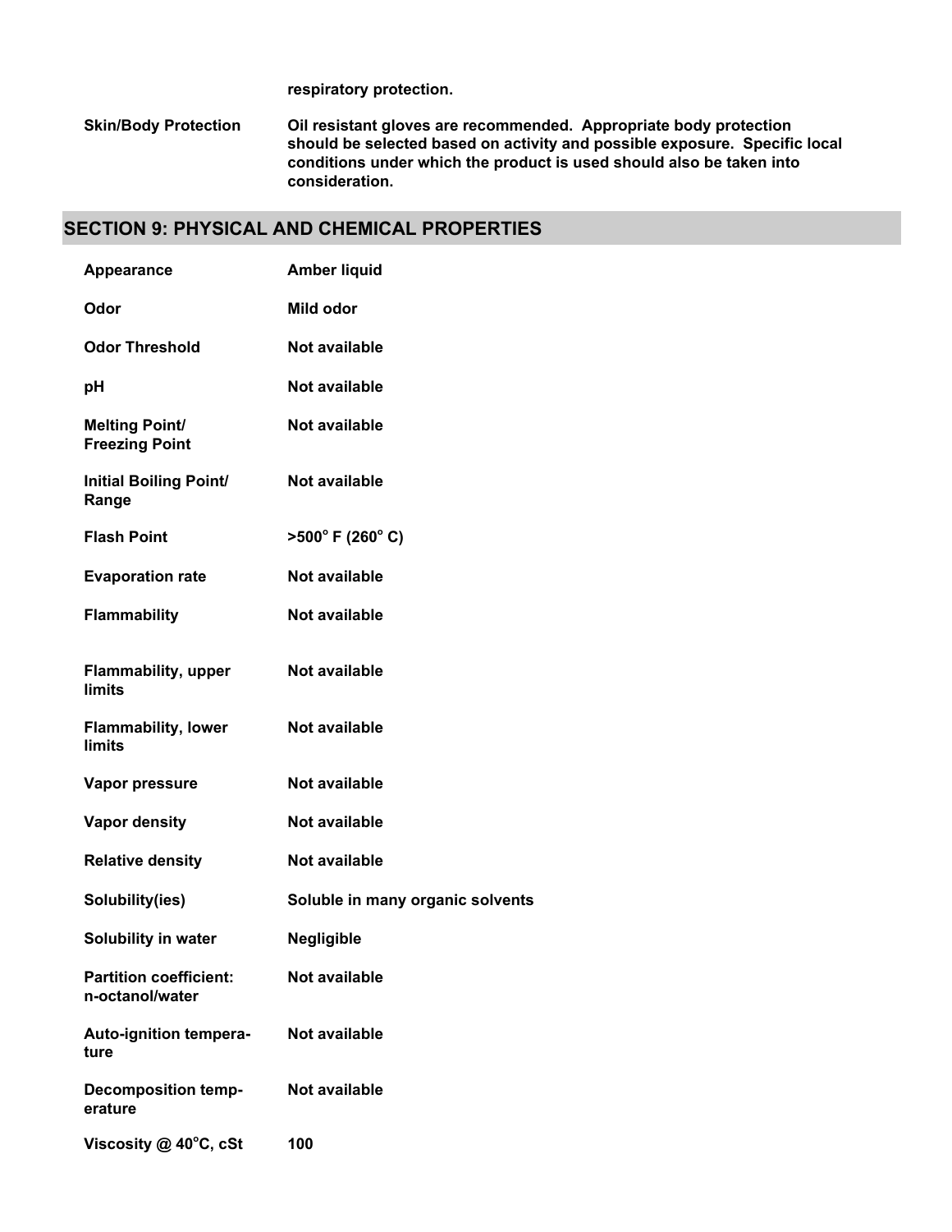respiratory protection.

| | |
|---|---|
| **Skin/Body Protection** | **Oil resistant gloves are recommended. Appropriate body protection should be selected based on activity and possible exposure. Specific local conditions under which the product is used should also be taken into consideration.** |

## SECTION 9: PHYSICAL AND CHEMICAL PROPERTIES

| | |
|---|---|
| **Appearance** | **Amber liquid** |
| **Odor** | **Mild odor** |
| **Odor Threshold** | **Not available** |
| **pH** | **Not available** |
| **Melting Point/ Freezing Point** | **Not available** |
| **Initial Boiling Point/ Range** | **Not available** |
| **Flash Point** | **>500° F (260° C)** |
| **Evaporation rate** | **Not available** |
| **Flammability** | **Not available** |
| **Flammability, upper limits** | **Not available** |
| **Flammability, lower limits** | **Not available** |
| **Vapor pressure** | **Not available** |
| **Vapor density** | **Not available** |
| **Relative density** | **Not available** |
| **Solubility(ies)** | **Soluble in many organic solvents** |
| **Solubility in water** | **Negligible** |
| **Partition coefficient: n-octanol/water** | **Not available** |
| **Auto-ignition temperature** | **Not available** |
| **Decomposition temperature** | **Not available** |
| **Viscosity @ 40°C, cSt** | **100** |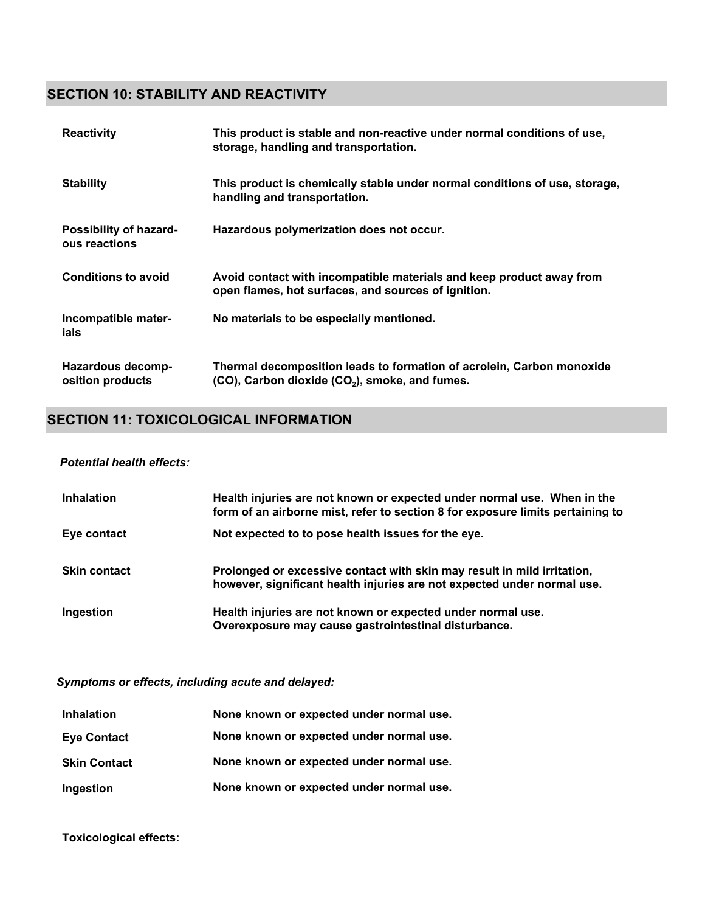## SECTION 10: STABILITY AND REACTIVITY

| | |
|---|---|
| **Reactivity** | **This product is stable and non-reactive under normal conditions of use, storage, handling and transportation.** |
| **Stability** | **This product is chemically stable under normal conditions of use, storage, handling and transportation.** |
| **Possibility of hazardous reactions** | **Hazardous polymerization does not occur.** |
| **Conditions to avoid** | **Avoid contact with incompatible materials and keep product away from open flames, hot surfaces, and sources of ignition.** |
| **Incompatible materials** | **No materials to be especially mentioned.** |
| **Hazardous decomposition products** | **Thermal decomposition leads to formation of acrolein, Carbon monoxide (CO), Carbon dioxide ($CO_2$), smoke, and fumes.** |

## SECTION 11: TOXICOLOGICAL INFORMATION

***Potential health effects:***

| | |
|---|---|
| **Inhalation** | **Health injuries are not known or expected under normal use. When in the form of an airborne mist, refer to section 8 for exposure limits pertaining to** |
| **Eye contact** | **Not expected to to pose health issues for the eye.** |
| **Skin contact** | **Prolonged or excessive contact with skin may result in mild irritation, however, significant health injuries are not expected under normal use.** |
| **Ingestion** | **Health injuries are not known or expected under normal use. Overexposure may cause gastrointestinal disturbance.** |

***Symptoms or effects, including acute and delayed:***

| | |
|---|---|
| **Inhalation** | **None known or expected under normal use.** |
| **Eye Contact** | **None known or expected under normal use.** |
| **Skin Contact** | **None known or expected under normal use.** |
| **Ingestion** | **None known or expected under normal use.** |

**Toxicological effects:**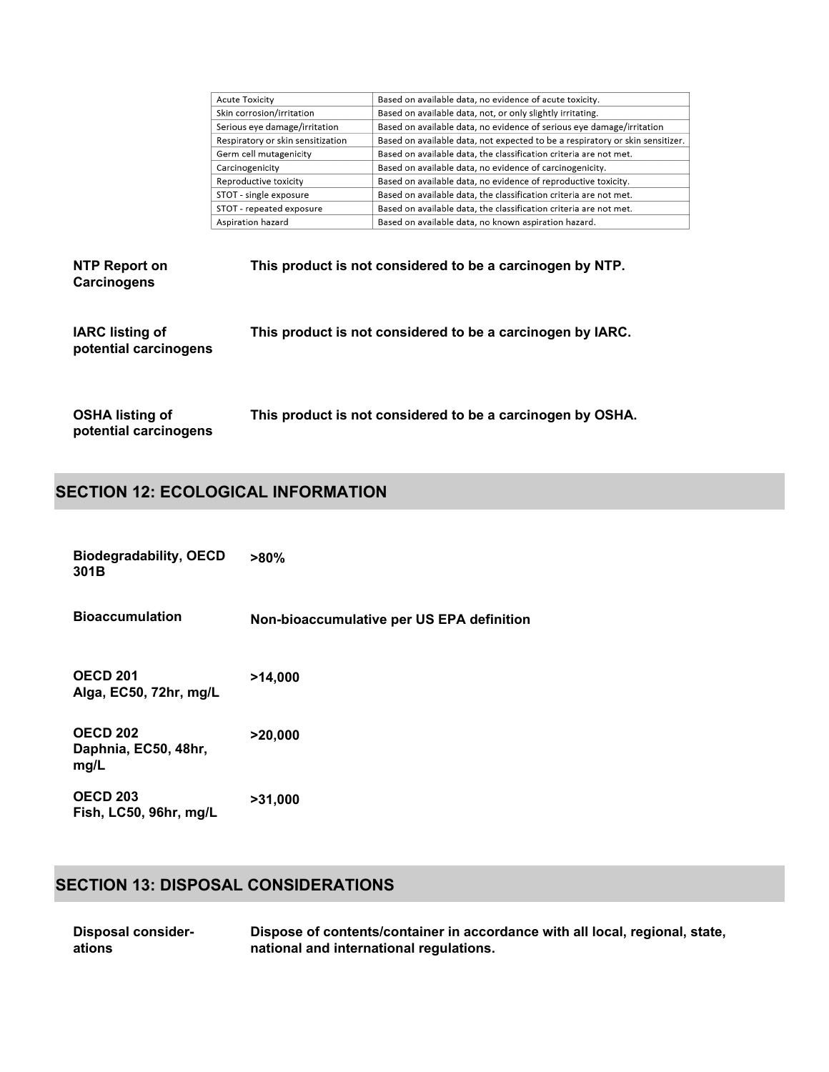| Acute Toxicity | Based on available data, no evidence of acute toxicity. |
|---|---|
| Skin corrosion/irritation | Based on available data, not, or only slightly irritating. |
| Serious eye damage/irritation | Based on available data, no evidence of serious eye damage/irritation |
| Respiratory or skin sensitization | Based on available data, not expected to be a respiratory or skin sensitizer. |
| Germ cell mutagenicity | Based on available data, the classification criteria are not met. |
| Carcinogenicity | Based on available data, no evidence of carcinogenicity. |
| Reproductive toxicity | Based on available data, no evidence of reproductive toxicity. |
| STOT - single exposure | Based on available data, the classification criteria are not met. |
| STOT - repeated exposure | Based on available data, the classification criteria are not met. |
| Aspiration hazard | Based on available data, no known aspiration hazard. |

**NTP Report on Carcinogens** — **This product is not considered to be a carcinogen by NTP.**

**IARC listing of potential carcinogens** — **This product is not considered to be a carcinogen by IARC.**

**OSHA listing of potential carcinogens** — **This product is not considered to be a carcinogen by OSHA.**

## SECTION 12: ECOLOGICAL INFORMATION

**Biodegradability, OECD 301B** — **>80%**

**Bioaccumulation** — **Non-bioaccumulative per US EPA definition**

**OECD 201 Alga, EC50, 72hr, mg/L** — **>14,000**

**OECD 202 Daphnia, EC50, 48hr, mg/L** — **>20,000**

**OECD 203 Fish, LC50, 96hr, mg/L** — **>31,000**

## SECTION 13: DISPOSAL CONSIDERATIONS

**Disposal considerations** — **Dispose of contents/container in accordance with all local, regional, state, national and international regulations.**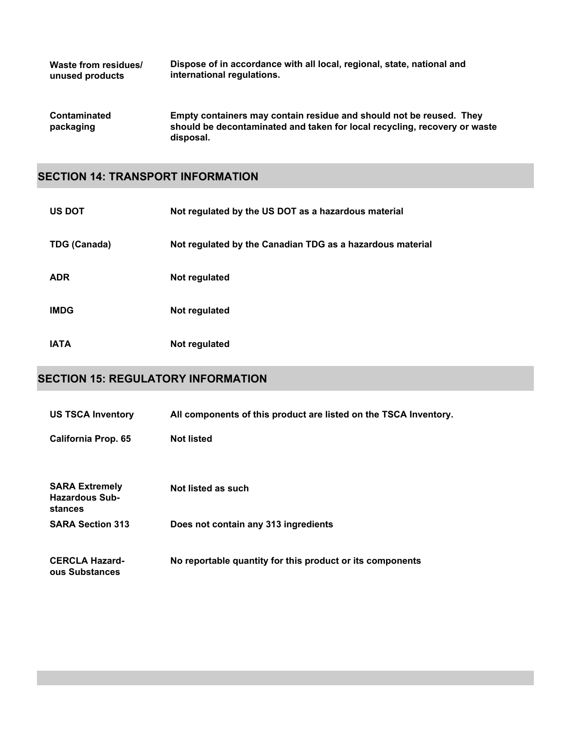| | |
|---|---|
| **Waste from residues/ unused products** | **Dispose of in accordance with all local, regional, state, national and international regulations.** |
| **Contaminated packaging** | **Empty containers may contain residue and should not be reused. They should be decontaminated and taken for local recycling, recovery or waste disposal.** |

## SECTION 14: TRANSPORT INFORMATION

| | |
|---|---|
| **US DOT** | **Not regulated by the US DOT as a hazardous material** |
| **TDG (Canada)** | **Not regulated by the Canadian TDG as a hazardous material** |
| **ADR** | **Not regulated** |
| **IMDG** | **Not regulated** |
| **IATA** | **Not regulated** |

## SECTION 15: REGULATORY INFORMATION

| | |
|---|---|
| **US TSCA Inventory** | **All components of this product are listed on the TSCA Inventory.** |
| **California Prop. 65** | **Not listed** |
| **SARA Extremely Hazardous Substances** | **Not listed as such** |
| **SARA Section 313** | **Does not contain any 313 ingredients** |
| **CERCLA Hazardous Substances** | **No reportable quantity for this product or its components** |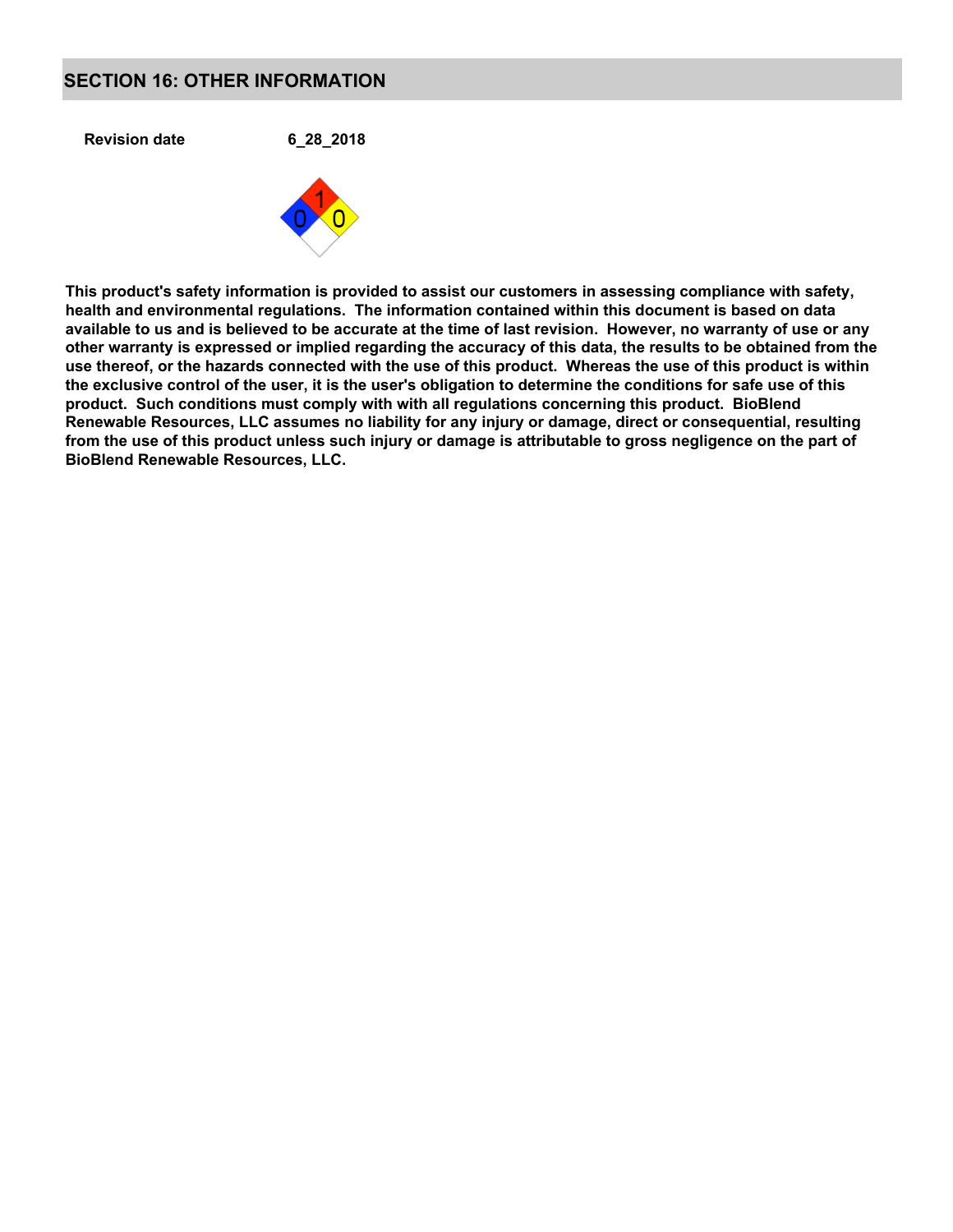## SECTION 16: OTHER INFORMATION

**Revision date** **6_28_2018**

1

0 0

**This product's safety information is provided to assist our customers in assessing compliance with safety, health and environmental regulations. The information contained within this document is based on data available to us and is believed to be accurate at the time of last revision. However, no warranty of use or any other warranty is expressed or implied regarding the accuracy of this data, the results to be obtained from the use thereof, or the hazards connected with the use of this product. Whereas the use of this product is within the exclusive control of the user, it is the user's obligation to determine the conditions for safe use of this product. Such conditions must comply with with all regulations concerning this product. BioBlend Renewable Resources, LLC assumes no liability for any injury or damage, direct or consequential, resulting from the use of this product unless such injury or damage is attributable to gross negligence on the part of BioBlend Renewable Resources, LLC.**